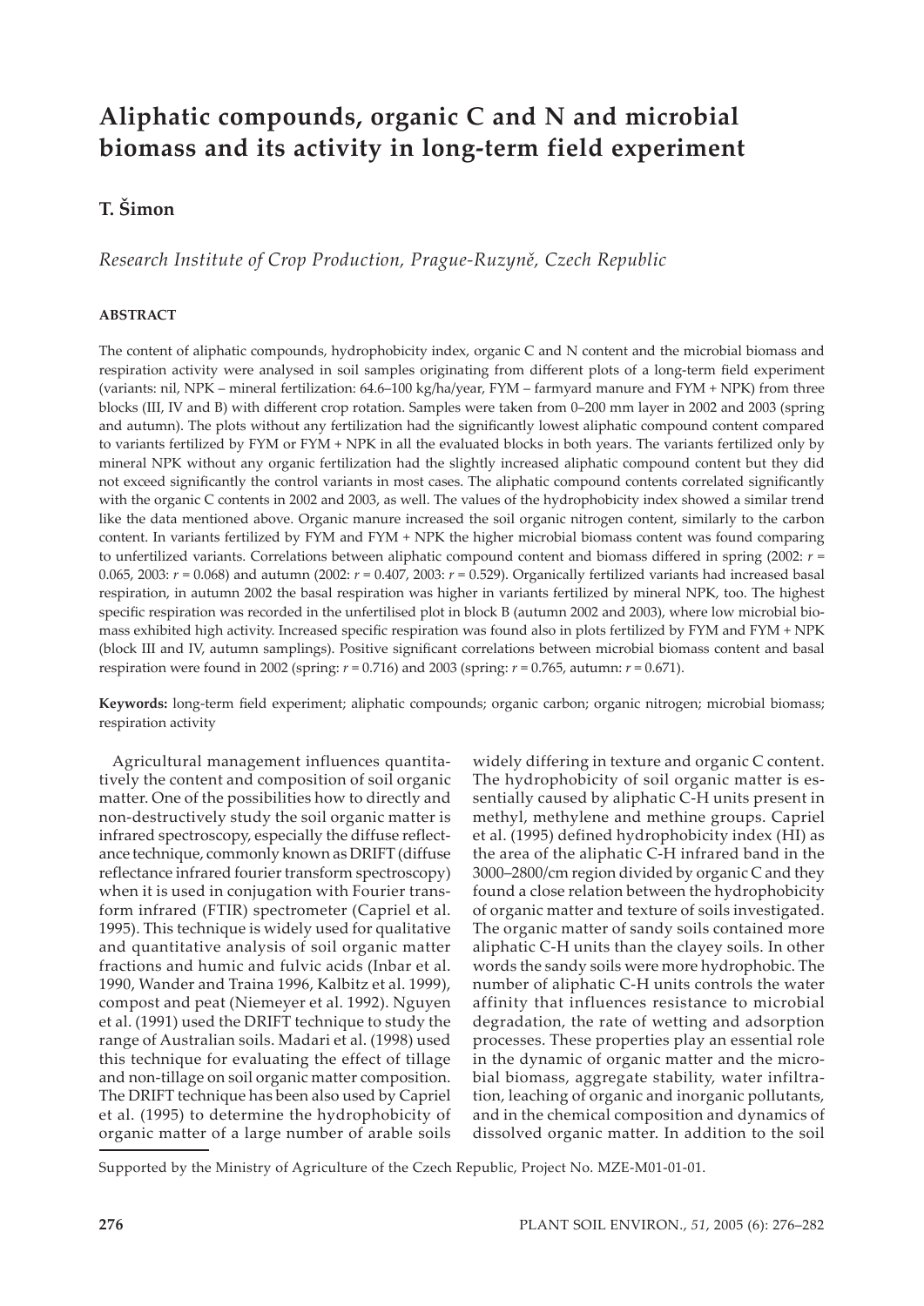# Aliphatic compounds, organic C and N and microbial biomass and its activity in long-term field experiment

**T. Šimon**

*Research Institute of Crop Production, Prague-Ruzyně, Czech Republic*

## ABSTRACT

The content of aliphatic compounds, hydrophobicity index, organic C and N content and the microbial biomass and respiration activity were analysed in soil samples originating from different plots of a long-term field experiment (variants: nil, NPK – mineral fertilization: 64.6–100 kg/ha/year, FYM – farmyard manure and FYM + NPK) from three blocks (III, IV and B) with different crop rotation. Samples were taken from 0–200 mm layer in 2002 and 2003 (spring and autumn). The plots without any fertilization had the significantly lowest aliphatic compound content compared to variants fertilized by FYM or FYM + NPK in all the evaluated blocks in both years. The variants fertilized only by mineral NPK without any organic fertilization had the slightly increased aliphatic compound content but they did not exceed significantly the control variants in most cases. The aliphatic compound contents correlated significantly with the organic C contents in 2002 and 2003, as well. The values of the hydrophobicity index showed a similar trend like the data mentioned above. Organic manure increased the soil organic nitrogen content, similarly to the carbon content. In variants fertilized by FYM and FYM + NPK the higher microbial biomass content was found comparing to unfertilized variants. Correlations between aliphatic compound content and biomass differed in spring (2002: $r$ = 0.065, 2003: $r$ = 0.068) and autumn (2002: $r$ = 0.407, 2003: $r$ = 0.529). Organically fertilized variants had increased basal respiration, in autumn 2002 the basal respiration was higher in variants fertilized by mineral NPK, too. The highest specific respiration was recorded in the unfertilised plot in block B (autumn 2002 and 2003), where low microbial biomass exhibited high activity. Increased specific respiration was found also in plots fertilized by FYM and FYM + NPK (block III and IV, autumn samplings). Positive significant correlations between microbial biomass content and basal respiration were found in 2002 (spring: $r$ = 0.716) and 2003 (spring: $r$ = 0.765, autumn: $r$ = 0.671).

**Keywords:** long-term field experiment; aliphatic compounds; organic carbon; organic nitrogen; microbial biomass; respiration activity

Agricultural management influences quantitatively the content and composition of soil organic matter. One of the possibilities how to directly and non-destructively study the soil organic matter is infrared spectroscopy, especially the diffuse reflectance technique, commonly known as DRIFT (diffuse reflectance infrared fourier transform spectroscopy) when it is used in conjugation with Fourier transform infrared (FTIR) spectrometer (Capriel et al. 1995). This technique is widely used for qualitative and quantitative analysis of soil organic matter fractions and humic and fulvic acids (Inbar et al. 1990, Wander and Traina 1996, Kalbitz et al. 1999), compost and peat (Niemeyer et al. 1992). Nguyen et al. (1991) used the DRIFT technique to study the range of Australian soils. Madari et al. (1998) used this technique for evaluating the effect of tillage and non-tillage on soil organic matter composition. The DRIFT technique has been also used by Capriel et al. (1995) to determine the hydrophobicity of organic matter of a large number of arable soils widely differing in texture and organic C content. The hydrophobicity of soil organic matter is essentially caused by aliphatic C-H units present in methyl, methylene and methine groups. Capriel et al. (1995) defined hydrophobicity index (HI) as the area of the aliphatic C-H infrared band in the 3000–2800/cm region divided by organic C and they found a close relation between the hydrophobicity of organic matter and texture of soils investigated. The organic matter of sandy soils contained more aliphatic C-H units than the clayey soils. In other words the sandy soils were more hydrophobic. The number of aliphatic C-H units controls the water affinity that influences resistance to microbial degradation, the rate of wetting and adsorption processes. These properties play an essential role in the dynamic of organic matter and the microbial biomass, aggregate stability, water infiltration, leaching of organic and inorganic pollutants, and in the chemical composition and dynamics of dissolved organic matter. In addition to the soil

Supported by the Ministry of Agriculture of the Czech Republic, Project No. MZE-M01-01-01.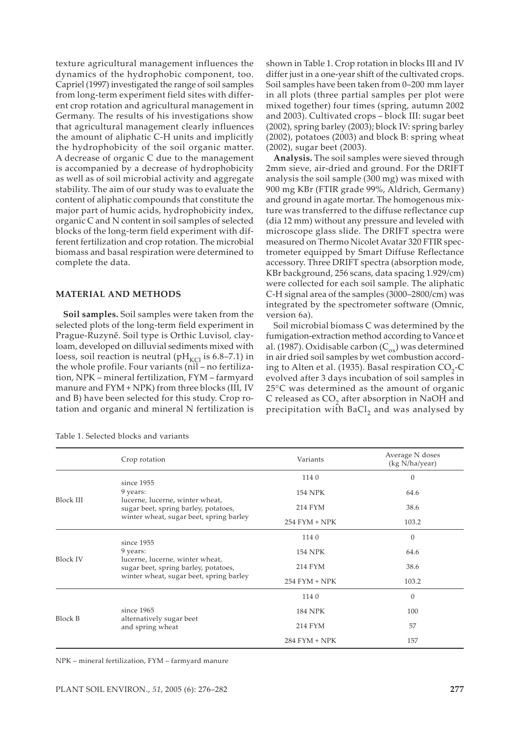texture agricultural management influences the dynamics of the hydrophobic component, too. Capriel (1997) investigated the range of soil samples from long-term experiment field sites with different crop rotation and agricultural management in Germany. The results of his investigations show that agricultural management clearly influences the amount of aliphatic C-H units and implicitly the hydrophobicity of the soil organic matter. A decrease of organic C due to the management is accompanied by a decrease of hydrophobicity as well as of soil microbial activity and aggregate stability. The aim of our study was to evaluate the content of aliphatic compounds that constitute the major part of humic acids, hydrophobicity index, organic C and N content in soil samples of selected blocks of the long-term field experiment with different fertilization and crop rotation. The microbial biomass and basal respiration were determined to complete the data.

## MATERIAL AND METHODS

**Soil samples.** Soil samples were taken from the selected plots of the long-term field experiment in Prague-Ruzyně. Soil type is Orthic Luvisol, clay-loam, developed on dilluvial sediments mixed with loess, soil reaction is neutral ($pH_{KCl}$ is 6.8–7.1) in the whole profile. Four variants (nil – no fertilization, NPK – mineral fertilization, FYM – farmyard manure and FYM + NPK) from three blocks (III, IV and B) have been selected for this study. Crop rotation and organic and mineral N fertilization is shown in Table 1. Crop rotation in blocks III and IV differ just in a one-year shift of the cultivated crops. Soil samples have been taken from 0–200 mm layer in all plots (three partial samples per plot were mixed together) four times (spring, autumn 2002 and 2003). Cultivated crops – block III: sugar beet (2002), spring barley (2003); block IV: spring barley (2002), potatoes (2003) and block B: spring wheat (2002), sugar beet (2003).

**Analysis.** The soil samples were sieved through 2mm sieve, air-dried and ground. For the DRIFT analysis the soil sample (300 mg) was mixed with 900 mg KBr (FTIR grade 99%, Aldrich, Germany) and ground in agate mortar. The homogenous mixture was transferred to the diffuse reflectance cup (dia 12 mm) without any pressure and leveled with microscope glass slide. The DRIFT spectra were measured on Thermo Nicolet Avatar 320 FTIR spectrometer equipped by Smart Diffuse Reflectance accessory. Three DRIFT spectra (absorption mode, KBr background, 256 scans, data spacing 1.929/cm) were collected for each soil sample. The aliphatic C-H signal area of the samples (3000–2800/cm) was integrated by the spectrometer software (Omnic, version 6a).

Soil microbial biomass C was determined by the fumigation-extraction method according to Vance et al. (1987). Oxidisable carbon ($C_{ox}$) was determined in air dried soil samples by wet combustion according to Alten et al. (1935). Basal respiration $CO_2$-C evolved after 3 days incubation of soil samples in 25°C was determined as the amount of organic C released as $CO_2$ after absorption in NaOH and precipitation with $BaCl_2$ and was analysed by

Table 1. Selected blocks and variants

| | Crop rotation | Variants | Average N doses (kg N/ha/year) |
|---|---|---|---|
| Block III | since 1955<br>9 years:<br>lucerne, lucerne, winter wheat, sugar beet, spring barley, potatoes, winter wheat, sugar beet, spring barley | 114 0 | 0 |
| | | 154 NPK | 64.6 |
| | | 214 FYM | 38.6 |
| | | 254 FYM + NPK | 103.2 |
| Block IV | since 1955<br>9 years:<br>lucerne, lucerne, winter wheat, sugar beet, spring barley, potatoes, winter wheat, sugar beet, spring barley | 114 0 | 0 |
| | | 154 NPK | 64.6 |
| | | 214 FYM | 38.6 |
| | | 254 FYM + NPK | 103.2 |
| Block B | since 1965<br>alternatively sugar beet and spring wheat | 114 0 | 0 |
| | | 184 NPK | 100 |
| | | 214 FYM | 57 |
| | | 284 FYM + NPK | 157 |

NPK – mineral fertilization, FYM – farmyard manure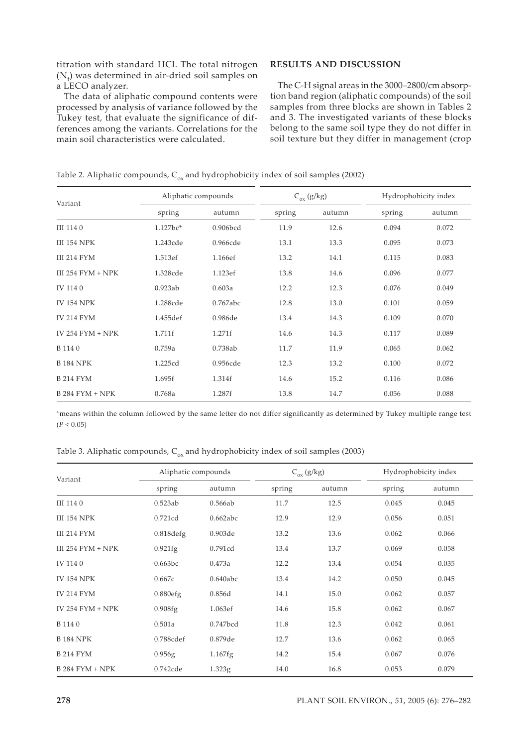titration with standard HCl. The total nitrogen ($N_t$) was determined in air-dried soil samples on a LECO analyzer.

The data of aliphatic compound contents were processed by analysis of variance followed by the Tukey test, that evaluate the significance of differences among the variants. Correlations for the main soil characteristics were calculated.

## RESULTS AND DISCUSSION

The C-H signal areas in the 3000–2800/cm absorption band region (aliphatic compounds) of the soil samples from three blocks are shown in Tables 2 and 3. The investigated variants of these blocks belong to the same soil type they do not differ in soil texture but they differ in management (crop

Table 2. Aliphatic compounds, $C_{ox}$ and hydrophobicity index of soil samples (2002)

| Variant | Aliphatic compounds | | $C_{ox}$ (g/kg) | | Hydrophobicity index | |
|---|---|---|---|---|---|---|
| | spring | autumn | spring | autumn | spring | autumn |
| III 114 0 | 1.127bc* | 0.906bcd | 11.9 | 12.6 | 0.094 | 0.072 |
| III 154 NPK | 1.243cde | 0.966cde | 13.1 | 13.3 | 0.095 | 0.073 |
| III 214 FYM | 1.513ef | 1.166ef | 13.2 | 14.1 | 0.115 | 0.083 |
| III 254 FYM + NPK | 1.328cde | 1.123ef | 13.8 | 14.6 | 0.096 | 0.077 |
| IV 114 0 | 0.923ab | 0.603a | 12.2 | 12.3 | 0.076 | 0.049 |
| IV 154 NPK | 1.288cde | 0.767abc | 12.8 | 13.0 | 0.101 | 0.059 |
| IV 214 FYM | 1.455def | 0.986de | 13.4 | 14.3 | 0.109 | 0.070 |
| IV 254 FYM + NPK | 1.711f | 1.271f | 14.6 | 14.3 | 0.117 | 0.089 |
| B 114 0 | 0.759a | 0.738ab | 11.7 | 11.9 | 0.065 | 0.062 |
| B 184 NPK | 1.225cd | 0.956cde | 12.3 | 13.2 | 0.100 | 0.072 |
| B 214 FYM | 1.695f | 1.314f | 14.6 | 15.2 | 0.116 | 0.086 |
| B 284 FYM + NPK | 0.768a | 1.287f | 13.8 | 14.7 | 0.056 | 0.088 |

*means within the column followed by the same letter do not differ significantly as determined by Tukey multiple range test ($P < 0.05$)

Table 3. Aliphatic compounds, $C_{ox}$ and hydrophobicity index of soil samples (2003)

| Variant | Aliphatic compounds | | $C_{ox}$ (g/kg) | | Hydrophobicity index | |
|---|---|---|---|---|---|---|
| | spring | autumn | spring | autumn | spring | autumn |
| III 114 0 | 0.523ab | 0.566ab | 11.7 | 12.5 | 0.045 | 0.045 |
| III 154 NPK | 0.721cd | 0.662abc | 12.9 | 12.9 | 0.056 | 0.051 |
| III 214 FYM | 0.818defg | 0.903de | 13.2 | 13.6 | 0.062 | 0.066 |
| III 254 FYM + NPK | 0.921fg | 0.791cd | 13.4 | 13.7 | 0.069 | 0.058 |
| IV 114 0 | 0.663bc | 0.473a | 12.2 | 13.4 | 0.054 | 0.035 |
| IV 154 NPK | 0.667c | 0.640abc | 13.4 | 14.2 | 0.050 | 0.045 |
| IV 214 FYM | 0.880efg | 0.856d | 14.1 | 15.0 | 0.062 | 0.057 |
| IV 254 FYM + NPK | 0.908fg | 1.063ef | 14.6 | 15.8 | 0.062 | 0.067 |
| B 114 0 | 0.501a | 0.747bcd | 11.8 | 12.3 | 0.042 | 0.061 |
| B 184 NPK | 0.788cdef | 0.879de | 12.7 | 13.6 | 0.062 | 0.065 |
| B 214 FYM | 0.956g | 1.167fg | 14.2 | 15.4 | 0.067 | 0.076 |
| B 284 FYM + NPK | 0.742cde | 1.323g | 14.0 | 16.8 | 0.053 | 0.079 |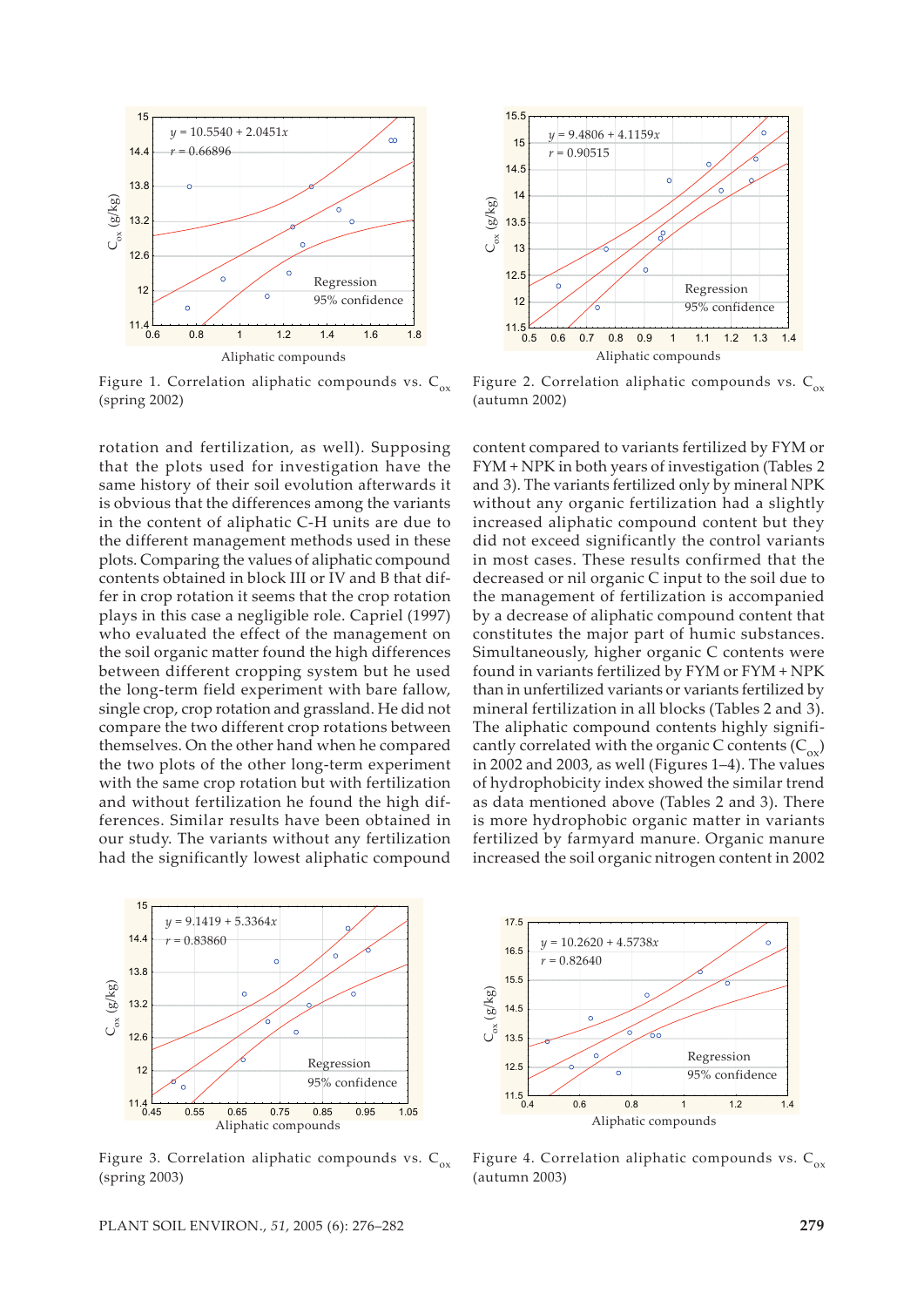Figure 1. Correlation aliphatic compounds vs. $C_{ox}$ (spring 2002)

Figure 2. Correlation aliphatic compounds vs. $C_{ox}$ (autumn 2002)

rotation and fertilization, as well). Supposing that the plots used for investigation have the same history of their soil evolution afterwards it is obvious that the differences among the variants in the content of aliphatic C-H units are due to the different management methods used in these plots. Comparing the values of aliphatic compound contents obtained in block III or IV and B that differ in crop rotation it seems that the crop rotation plays in this case a negligible role. Capriel (1997) who evaluated the effect of the management on the soil organic matter found the high differences between different cropping system but he used the long-term field experiment with bare fallow, single crop, crop rotation and grassland. He did not compare the two different crop rotations between themselves. On the other hand when he compared the two plots of the other long-term experiment with the same crop rotation but with fertilization and without fertilization he found the high differences. Similar results have been obtained in our study. The variants without any fertilization had the significantly lowest aliphatic compound content compared to variants fertilized by FYM or FYM + NPK in both years of investigation (Tables 2 and 3). The variants fertilized only by mineral NPK without any organic fertilization had a slightly increased aliphatic compound content but they did not exceed significantly the control variants in most cases. These results confirmed that the decreased or nil organic C input to the soil due to the management of fertilization is accompanied by a decrease of aliphatic compound content that constitutes the major part of humic substances. Simultaneously, higher organic C contents were found in variants fertilized by FYM or FYM + NPK than in unfertilized variants or variants fertilized by mineral fertilization in all blocks (Tables 2 and 3). The aliphatic compound contents highly significantly correlated with the organic C contents ($C_{ox}$) in 2002 and 2003, as well (Figures 1–4). The values of hydrophobicity index showed the similar trend as data mentioned above (Tables 2 and 3). There is more hydrophobic organic matter in variants fertilized by farmyard manure. Organic manure increased the soil organic nitrogen content in 2002

Figure 3. Correlation aliphatic compounds vs. $C_{ox}$ (spring 2003)

Figure 4. Correlation aliphatic compounds vs. $C_{ox}$ (autumn 2003)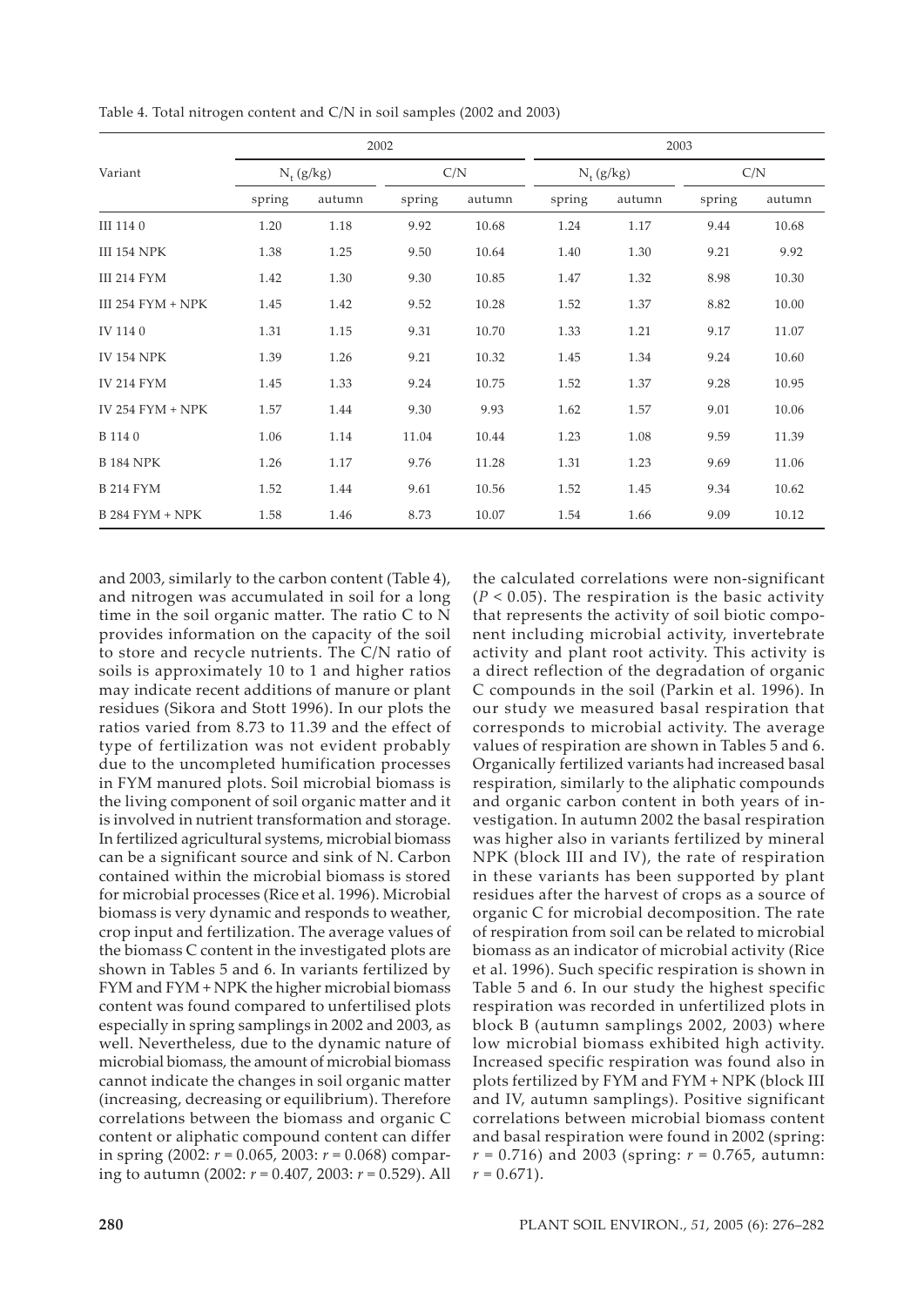Table 4. Total nitrogen content and C/N in soil samples (2002 and 2003)

| Variant | 2002 | | | | 2003 | | | |
|---|---|---|---|---|---|---|---|---|
| | $N_t$ (g/kg) | | C/N | | $N_t$ (g/kg) | | C/N | |
| | spring | autumn | spring | autumn | spring | autumn | spring | autumn |
| III 114 0 | 1.20 | 1.18 | 9.92 | 10.68 | 1.24 | 1.17 | 9.44 | 10.68 |
| III 154 NPK | 1.38 | 1.25 | 9.50 | 10.64 | 1.40 | 1.30 | 9.21 | 9.92 |
| III 214 FYM | 1.42 | 1.30 | 9.30 | 10.85 | 1.47 | 1.32 | 8.98 | 10.30 |
| III 254 FYM + NPK | 1.45 | 1.42 | 9.52 | 10.28 | 1.52 | 1.37 | 8.82 | 10.00 |
| IV 114 0 | 1.31 | 1.15 | 9.31 | 10.70 | 1.33 | 1.21 | 9.17 | 11.07 |
| IV 154 NPK | 1.39 | 1.26 | 9.21 | 10.32 | 1.45 | 1.34 | 9.24 | 10.60 |
| IV 214 FYM | 1.45 | 1.33 | 9.24 | 10.75 | 1.52 | 1.37 | 9.28 | 10.95 |
| IV 254 FYM + NPK | 1.57 | 1.44 | 9.30 | 9.93 | 1.62 | 1.57 | 9.01 | 10.06 |
| B 114 0 | 1.06 | 1.14 | 11.04 | 10.44 | 1.23 | 1.08 | 9.59 | 11.39 |
| B 184 NPK | 1.26 | 1.17 | 9.76 | 11.28 | 1.31 | 1.23 | 9.69 | 11.06 |
| B 214 FYM | 1.52 | 1.44 | 9.61 | 10.56 | 1.52 | 1.45 | 9.34 | 10.62 |
| B 284 FYM + NPK | 1.58 | 1.46 | 8.73 | 10.07 | 1.54 | 1.66 | 9.09 | 10.12 |

and 2003, similarly to the carbon content (Table 4), and nitrogen was accumulated in soil for a long time in the soil organic matter. The ratio C to N provides information on the capacity of the soil to store and recycle nutrients. The C/N ratio of soils is approximately 10 to 1 and higher ratios may indicate recent additions of manure or plant residues (Sikora and Stott 1996). In our plots the ratios varied from 8.73 to 11.39 and the effect of type of fertilization was not evident probably due to the uncompleted humification processes in FYM manured plots. Soil microbial biomass is the living component of soil organic matter and it is involved in nutrient transformation and storage. In fertilized agricultural systems, microbial biomass can be a significant source and sink of N. Carbon contained within the microbial biomass is stored for microbial processes (Rice et al. 1996). Microbial biomass is very dynamic and responds to weather, crop input and fertilization. The average values of the biomass C content in the investigated plots are shown in Tables 5 and 6. In variants fertilized by FYM and FYM + NPK the higher microbial biomass content was found compared to unfertilised plots especially in spring samplings in 2002 and 2003, as well. Nevertheless, due to the dynamic nature of microbial biomass, the amount of microbial biomass cannot indicate the changes in soil organic matter (increasing, decreasing or equilibrium). Therefore correlations between the biomass and organic C content or aliphatic compound content can differ in spring (2002: $r = 0.065$, 2003: $r = 0.068$) comparing to autumn (2002: $r = 0.407$, 2003: $r = 0.529$). All the calculated correlations were non-significant ($P < 0.05$). The respiration is the basic activity that represents the activity of soil biotic component including microbial activity, invertebrate activity and plant root activity. This activity is a direct reflection of the degradation of organic C compounds in the soil (Parkin et al. 1996). In our study we measured basal respiration that corresponds to microbial activity. The average values of respiration are shown in Tables 5 and 6. Organically fertilized variants had increased basal respiration, similarly to the aliphatic compounds and organic carbon content in both years of investigation. In autumn 2002 the basal respiration was higher also in variants fertilized by mineral NPK (block III and IV), the rate of respiration in these variants has been supported by plant residues after the harvest of crops as a source of organic C for microbial decomposition. The rate of respiration from soil can be related to microbial biomass as an indicator of microbial activity (Rice et al. 1996). Such specific respiration is shown in Table 5 and 6. In our study the highest specific respiration was recorded in unfertilized plots in block B (autumn samplings 2002, 2003) where low microbial biomass exhibited high activity. Increased specific respiration was found also in plots fertilized by FYM and FYM + NPK (block III and IV, autumn samplings). Positive significant correlations between microbial biomass content and basal respiration were found in 2002 (spring: $r = 0.716$) and 2003 (spring: $r = 0.765$, autumn: $r = 0.671$).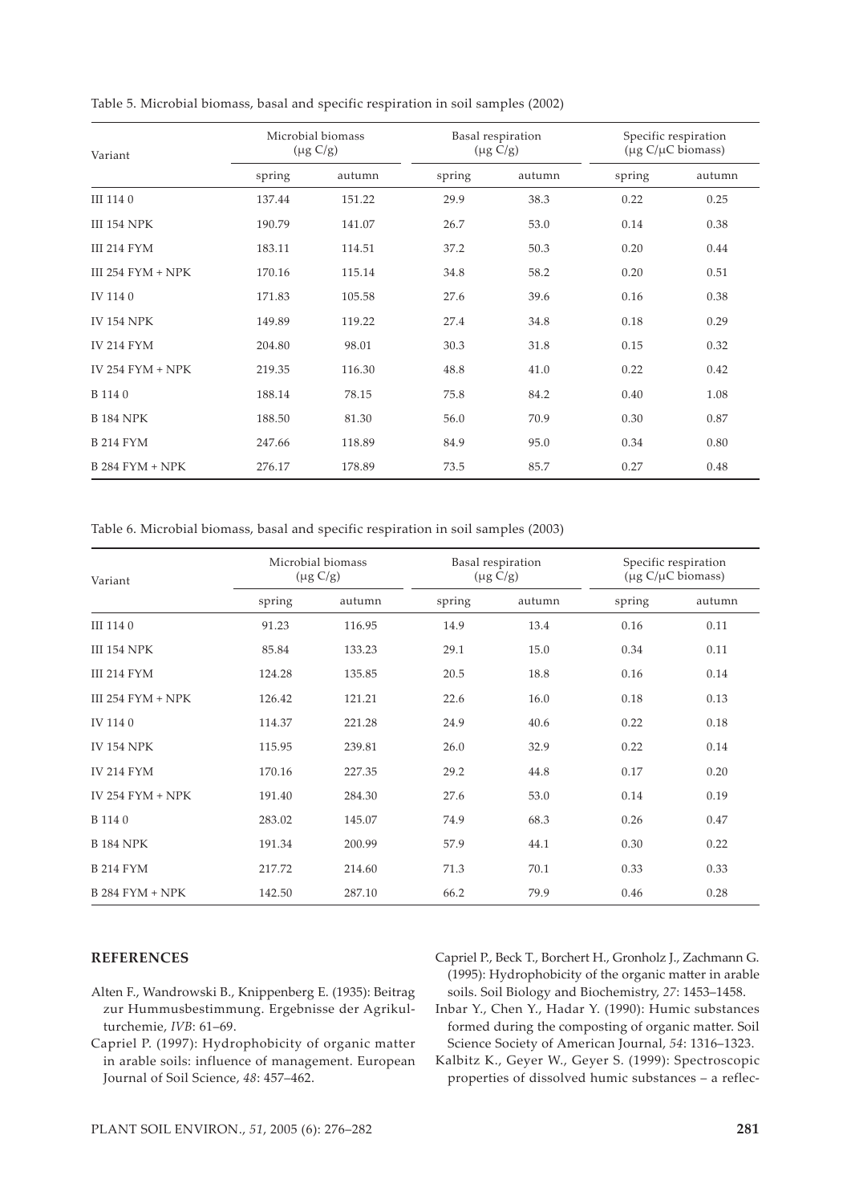Table 5. Microbial biomass, basal and specific respiration in soil samples (2002)

| Variant | Microbial biomass (μg C/g) | | Basal respiration (μg C/g) | | Specific respiration (μg C/μC biomass) | |
|---|---|---|---|---|---|---|
| | spring | autumn | spring | autumn | spring | autumn |
| III 114 0 | 137.44 | 151.22 | 29.9 | 38.3 | 0.22 | 0.25 |
| III 154 NPK | 190.79 | 141.07 | 26.7 | 53.0 | 0.14 | 0.38 |
| III 214 FYM | 183.11 | 114.51 | 37.2 | 50.3 | 0.20 | 0.44 |
| III 254 FYM + NPK | 170.16 | 115.14 | 34.8 | 58.2 | 0.20 | 0.51 |
| IV 114 0 | 171.83 | 105.58 | 27.6 | 39.6 | 0.16 | 0.38 |
| IV 154 NPK | 149.89 | 119.22 | 27.4 | 34.8 | 0.18 | 0.29 |
| IV 214 FYM | 204.80 | 98.01 | 30.3 | 31.8 | 0.15 | 0.32 |
| IV 254 FYM + NPK | 219.35 | 116.30 | 48.8 | 41.0 | 0.22 | 0.42 |
| B 114 0 | 188.14 | 78.15 | 75.8 | 84.2 | 0.40 | 1.08 |
| B 184 NPK | 188.50 | 81.30 | 56.0 | 70.9 | 0.30 | 0.87 |
| B 214 FYM | 247.66 | 118.89 | 84.9 | 95.0 | 0.34 | 0.80 |
| B 284 FYM + NPK | 276.17 | 178.89 | 73.5 | 85.7 | 0.27 | 0.48 |

Table 6. Microbial biomass, basal and specific respiration in soil samples (2003)

| Variant | Microbial biomass (μg C/g) | | Basal respiration (μg C/g) | | Specific respiration (μg C/μC biomass) | |
|---|---|---|---|---|---|---|
| | spring | autumn | spring | autumn | spring | autumn |
| III 114 0 | 91.23 | 116.95 | 14.9 | 13.4 | 0.16 | 0.11 |
| III 154 NPK | 85.84 | 133.23 | 29.1 | 15.0 | 0.34 | 0.11 |
| III 214 FYM | 124.28 | 135.85 | 20.5 | 18.8 | 0.16 | 0.14 |
| III 254 FYM + NPK | 126.42 | 121.21 | 22.6 | 16.0 | 0.18 | 0.13 |
| IV 114 0 | 114.37 | 221.28 | 24.9 | 40.6 | 0.22 | 0.18 |
| IV 154 NPK | 115.95 | 239.81 | 26.0 | 32.9 | 0.22 | 0.14 |
| IV 214 FYM | 170.16 | 227.35 | 29.2 | 44.8 | 0.17 | 0.20 |
| IV 254 FYM + NPK | 191.40 | 284.30 | 27.6 | 53.0 | 0.14 | 0.19 |
| B 114 0 | 283.02 | 145.07 | 74.9 | 68.3 | 0.26 | 0.47 |
| B 184 NPK | 191.34 | 200.99 | 57.9 | 44.1 | 0.30 | 0.22 |
| B 214 FYM | 217.72 | 214.60 | 71.3 | 70.1 | 0.33 | 0.33 |
| B 284 FYM + NPK | 142.50 | 287.10 | 66.2 | 79.9 | 0.46 | 0.28 |

## REFERENCES

Alten F., Wandrowski B., Knippenberg E. (1935): Beitrag zur Hummusbestimmung. Ergebnisse der Agrikulturchemie, *IVB*: 61–69.

Capriel P. (1997): Hydrophobicity of organic matter in arable soils: influence of management. European Journal of Soil Science, *48*: 457–462.

Capriel P., Beck T., Borchert H., Gronholz J., Zachmann G. (1995): Hydrophobicity of the organic matter in arable soils. Soil Biology and Biochemistry, *27*: 1453–1458.

Inbar Y., Chen Y., Hadar Y. (1990): Humic substances formed during the composting of organic matter. Soil Science Society of American Journal, *54*: 1316–1323.

Kalbitz K., Geyer W., Geyer S. (1999): Spectroscopic properties of dissolved humic substances – a reflec-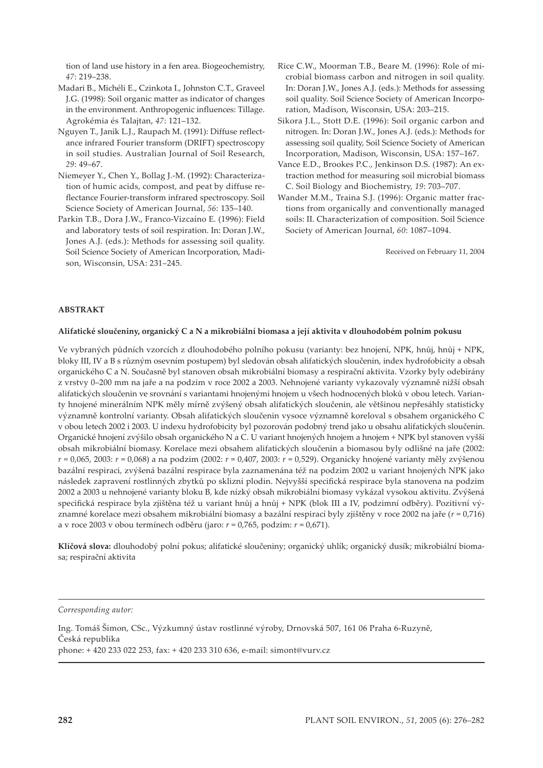tion of land use history in a fen area. Biogeochemistry, *47*: 219–238.

Madari B., Michéli E., Czinkota I., Johnston C.T., Graveel J.G. (1998): Soil organic matter as indicator of changes in the environment. Anthropogenic influences: Tillage. Agrokémia és Talajtan, *47*: 121–132.

Nguyen T., Janik L.J., Raupach M. (1991): Diffuse reflectance infrared Fourier transform (DRIFT) spectroscopy in soil studies. Australian Journal of Soil Research, *29*: 49–67.

Niemeyer Y., Chen Y., Bollag J.-M. (1992): Characterization of humic acids, compost, and peat by diffuse reflectance Fourier-transform infrared spectroscopy. Soil Science Society of American Journal, *56*: 135–140.

Parkin T.B., Dora J.W., Franco-Vizcaíno E. (1996): Field and laboratory tests of soil respiration. In: Doran J.W., Jones A.J. (eds.): Methods for assessing soil quality. Soil Science Society of American Incorporation, Madison, Wisconsin, USA: 231–245.

Rice C.W., Moorman T.B., Beare M. (1996): Role of microbial biomass carbon and nitrogen in soil quality. In: Doran J.W., Jones A.J. (eds.): Methods for assessing soil quality. Soil Science Society of American Incorporation, Madison, Wisconsin, USA: 203–215.

Sikora J.L., Stott D.E. (1996): Soil organic carbon and nitrogen. In: Doran J.W., Jones A.J. (eds.): Methods for assessing soil quality, Soil Science Society of American Incorporation, Madison, Wisconsin, USA: 157–167.

Vance E.D., Brookes P.C., Jenkinson D.S. (1987): An extraction method for measuring soil microbial biomass C. Soil Biology and Biochemistry, *19*: 703–707.

Wander M.M., Traina S.J. (1996): Organic matter fractions from organically and conventionally managed soils: II. Characterization of composition. Soil Science Society of American Journal, *60*: 1087–1094.

Received on February 11, 2004

## ABSTRAKT

**Alifatické sloučeniny, organický C a N a mikrobiální biomasa a její aktivita v dlouhodobém polním pokusu**

Ve vybraných půdních vzorcích z dlouhodobého polního pokusu (varianty: bez hnojení, NPK, hnůj, hnůj + NPK, bloky III, IV a B s různým osevním postupem) byl sledován obsah alifatických sloučenin, index hydrofobicity a obsah organického C a N. Současně byl stanoven obsah mikrobiální biomasy a respirační aktivita. Vzorky byly odebírány z vrstvy 0–200 mm na jaře a na podzim v roce 2002 a 2003. Nehnojené varianty vykazovaly významně nižší obsah alifatických sloučenin ve srovnání s variantami hnojenými hnojem u všech hodnocených bloků v obou letech. Varianty hnojené minerálním NPK měly mírně zvýšený obsah alifatických sloučenin, ale většinou nepřesáhly statisticky významně kontrolní varianty. Obsah alifatických sloučenin vysoce významně koreloval s obsahem organického C v obou letech 2002 i 2003. U indexu hydrofobicity byl pozorován podobný trend jako u obsahu alifatických sloučenin. Organické hnojení zvýšilo obsah organického N a C. U variant hnojených hnojem a hnojem + NPK byl stanoven vyšší obsah mikrobiální biomasy. Korelace mezi obsahem alifatických sloučenin a biomasou byly odlišné na jaře (2002: $r = 0{,}065$, 2003: $r = 0{,}068$) a na podzim (2002: $r = 0{,}407$, 2003: $r = 0{,}529$). Organicky hnojené varianty měly zvýšenou bazální respiraci, zvýšená bazální respirace byla zaznamenána též na podzim 2002 u variant hnojených NPK jako následek zapravení rostlinných zbytků po sklizni plodin. Nejvyšší specifická respirace byla stanovena na podzim 2002 a 2003 u nehnojené varianty bloku B, kde nízký obsah mikrobiální biomasy vykázal vysokou aktivitu. Zvýšená specifická respirace byla zjištěna též u variant hnůj a hnůj + NPK (blok III a IV, podzimní odběry). Pozitivní významné korelace mezi obsahem mikrobiální biomasy a bazální respirací byly zjištěny v roce 2002 na jaře ($r = 0{,}716$) a v roce 2003 v obou termínech odběru (jaro: $r = 0{,}765$, podzim: $r = 0{,}671$).

**Klíčová slova:** dlouhodobý polní pokus; alifatické sloučeniny; organický uhlík; organický dusík; mikrobiální biomasa; respirační aktivita

---

*Corresponding autor:*

Ing. Tomáš Šimon, CSc., Výzkumný ústav rostlinné výroby, Drnovská 507, 161 06 Praha 6-Ruzyně, Česká republika
phone: + 420 233 022 253, fax: + 420 233 310 636, e-mail: simont@vurv.cz